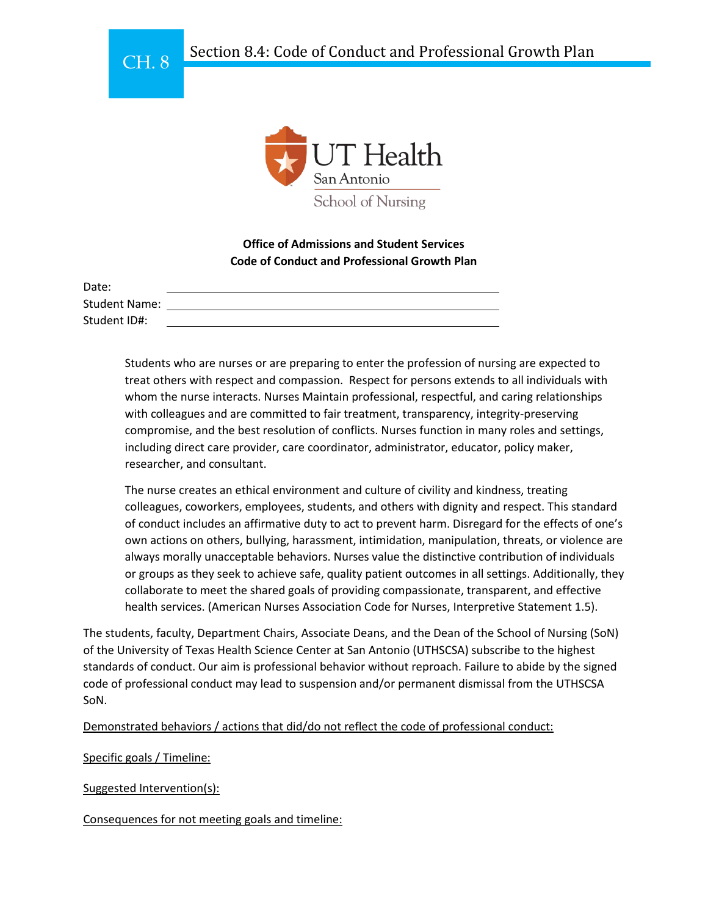# Section 8.4: Code of Conduct and Professional Growth Plan

UT Health San Antonio
School of Nursing

**Office of Admissions and Student Services**
**Code of Conduct and Professional Growth Plan**

Date: ______________________________

Student Name: ______________________________

Student ID#: ______________________________

Students who are nurses or are preparing to enter the profession of nursing are expected to treat others with respect and compassion. Respect for persons extends to all individuals with whom the nurse interacts. Nurses Maintain professional, respectful, and caring relationships with colleagues and are committed to fair treatment, transparency, integrity-preserving compromise, and the best resolution of conflicts. Nurses function in many roles and settings, including direct care provider, care coordinator, administrator, educator, policy maker, researcher, and consultant.

The nurse creates an ethical environment and culture of civility and kindness, treating colleagues, coworkers, employees, students, and others with dignity and respect. This standard of conduct includes an affirmative duty to act to prevent harm. Disregard for the effects of one's own actions on others, bullying, harassment, intimidation, manipulation, threats, or violence are always morally unacceptable behaviors. Nurses value the distinctive contribution of individuals or groups as they seek to achieve safe, quality patient outcomes in all settings. Additionally, they collaborate to meet the shared goals of providing compassionate, transparent, and effective health services. (American Nurses Association Code for Nurses, Interpretive Statement 1.5).

The students, faculty, Department Chairs, Associate Deans, and the Dean of the School of Nursing (SoN) of the University of Texas Health Science Center at San Antonio (UTHSCSA) subscribe to the highest standards of conduct. Our aim is professional behavior without reproach. Failure to abide by the signed code of professional conduct may lead to suspension and/or permanent dismissal from the UTHSCSA SoN.

<u>Demonstrated behaviors / actions that did/do not reflect the code of professional conduct:</u>

<u>Specific goals / Timeline:</u>

<u>Suggested Intervention(s):</u>

<u>Consequences for not meeting goals and timeline:</u>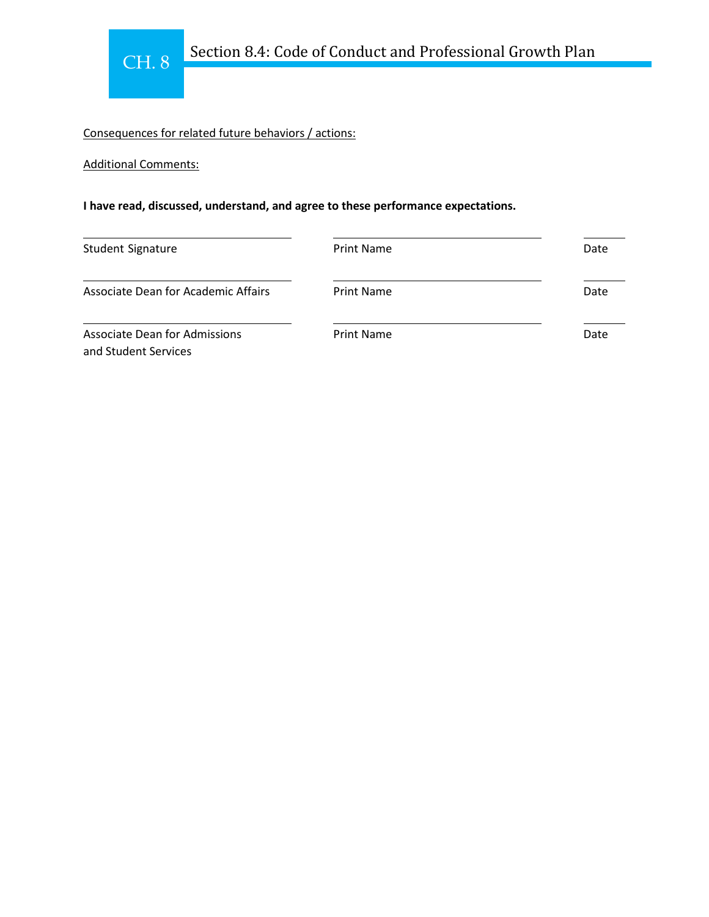Consequences for related future behaviors / actions:

Additional Comments:

**I have read, discussed, understand, and agree to these performance expectations.**

| | | |
|---|---|---|
| Student Signature | Print Name | Date |
| Associate Dean for Academic Affairs | Print Name | Date |
| Associate Dean for Admissions and Student Services | Print Name | Date |